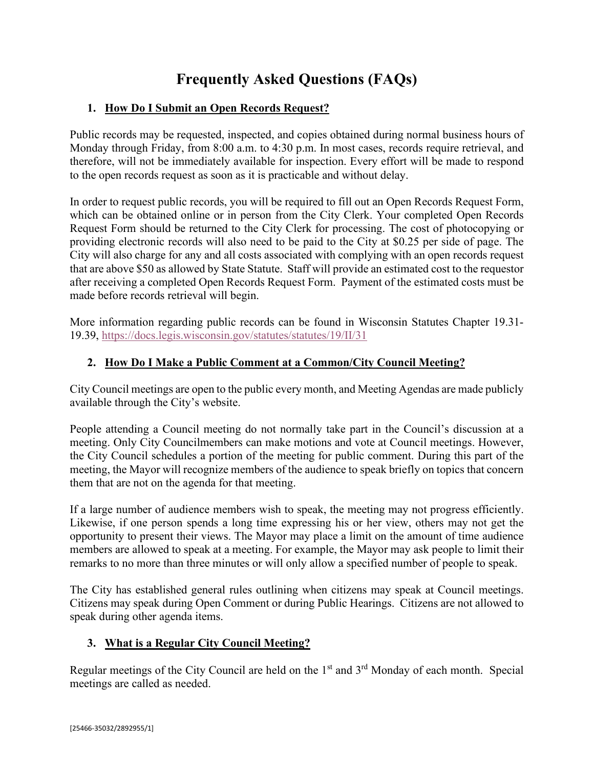# Frequently Asked Questions (FAQs)

## 1. How Do I Submit an Open Records Request?

Public records may be requested, inspected, and copies obtained during normal business hours of Monday through Friday, from 8:00 a.m. to 4:30 p.m. In most cases, records require retrieval, and therefore, will not be immediately available for inspection. Every effort will be made to respond to the open records request as soon as it is practicable and without delay.

In order to request public records, you will be required to fill out an Open Records Request Form, which can be obtained online or in person from the City Clerk. Your completed Open Records Request Form should be returned to the City Clerk for processing. The cost of photocopying or providing electronic records will also need to be paid to the City at $0.25 per side of page. The City will also charge for any and all costs associated with complying with an open records request that are above $50 as allowed by State Statute. Staff will provide an estimated cost to the requestor after receiving a completed Open Records Request Form. Payment of the estimated costs must be made before records retrieval will begin.

More information regarding public records can be found in Wisconsin Statutes Chapter 19.31-19.39, https://docs.legis.wisconsin.gov/statutes/statutes/19/II/31

## 2. How Do I Make a Public Comment at a Common/City Council Meeting?

City Council meetings are open to the public every month, and Meeting Agendas are made publicly available through the City's website.

People attending a Council meeting do not normally take part in the Council's discussion at a meeting. Only City Councilmembers can make motions and vote at Council meetings. However, the City Council schedules a portion of the meeting for public comment. During this part of the meeting, the Mayor will recognize members of the audience to speak briefly on topics that concern them that are not on the agenda for that meeting.

If a large number of audience members wish to speak, the meeting may not progress efficiently. Likewise, if one person spends a long time expressing his or her view, others may not get the opportunity to present their views. The Mayor may place a limit on the amount of time audience members are allowed to speak at a meeting. For example, the Mayor may ask people to limit their remarks to no more than three minutes or will only allow a specified number of people to speak.

The City has established general rules outlining when citizens may speak at Council meetings. Citizens may speak during Open Comment or during Public Hearings. Citizens are not allowed to speak during other agenda items.

## 3. What is a Regular City Council Meeting?

Regular meetings of the City Council are held on the 1st and 3rd Monday of each month. Special meetings are called as needed.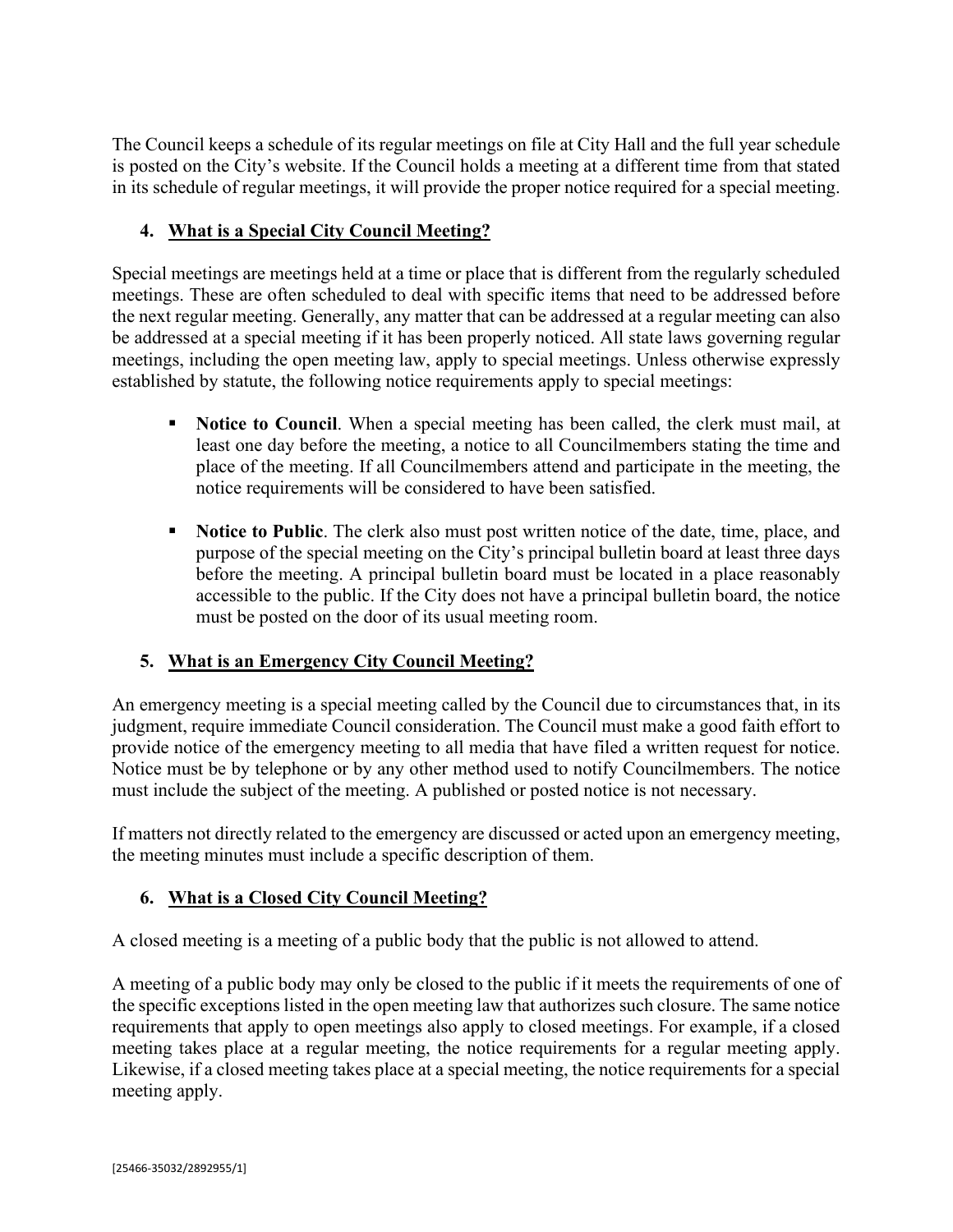The Council keeps a schedule of its regular meetings on file at City Hall and the full year schedule is posted on the City's website. If the Council holds a meeting at a different time from that stated in its schedule of regular meetings, it will provide the proper notice required for a special meeting.

## 4. What is a Special City Council Meeting?

Special meetings are meetings held at a time or place that is different from the regularly scheduled meetings. These are often scheduled to deal with specific items that need to be addressed before the next regular meeting. Generally, any matter that can be addressed at a regular meeting can also be addressed at a special meeting if it has been properly noticed. All state laws governing regular meetings, including the open meeting law, apply to special meetings. Unless otherwise expressly established by statute, the following notice requirements apply to special meetings:

- **Notice to Council**. When a special meeting has been called, the clerk must mail, at least one day before the meeting, a notice to all Councilmembers stating the time and place of the meeting. If all Councilmembers attend and participate in the meeting, the notice requirements will be considered to have been satisfied.

- **Notice to Public**. The clerk also must post written notice of the date, time, place, and purpose of the special meeting on the City's principal bulletin board at least three days before the meeting. A principal bulletin board must be located in a place reasonably accessible to the public. If the City does not have a principal bulletin board, the notice must be posted on the door of its usual meeting room.

## 5. What is an Emergency City Council Meeting?

An emergency meeting is a special meeting called by the Council due to circumstances that, in its judgment, require immediate Council consideration. The Council must make a good faith effort to provide notice of the emergency meeting to all media that have filed a written request for notice. Notice must be by telephone or by any other method used to notify Councilmembers. The notice must include the subject of the meeting. A published or posted notice is not necessary.

If matters not directly related to the emergency are discussed or acted upon an emergency meeting, the meeting minutes must include a specific description of them.

## 6. What is a Closed City Council Meeting?

A closed meeting is a meeting of a public body that the public is not allowed to attend.

A meeting of a public body may only be closed to the public if it meets the requirements of one of the specific exceptions listed in the open meeting law that authorizes such closure. The same notice requirements that apply to open meetings also apply to closed meetings. For example, if a closed meeting takes place at a regular meeting, the notice requirements for a regular meeting apply. Likewise, if a closed meeting takes place at a special meeting, the notice requirements for a special meeting apply.

[25466-35032/2892955/1]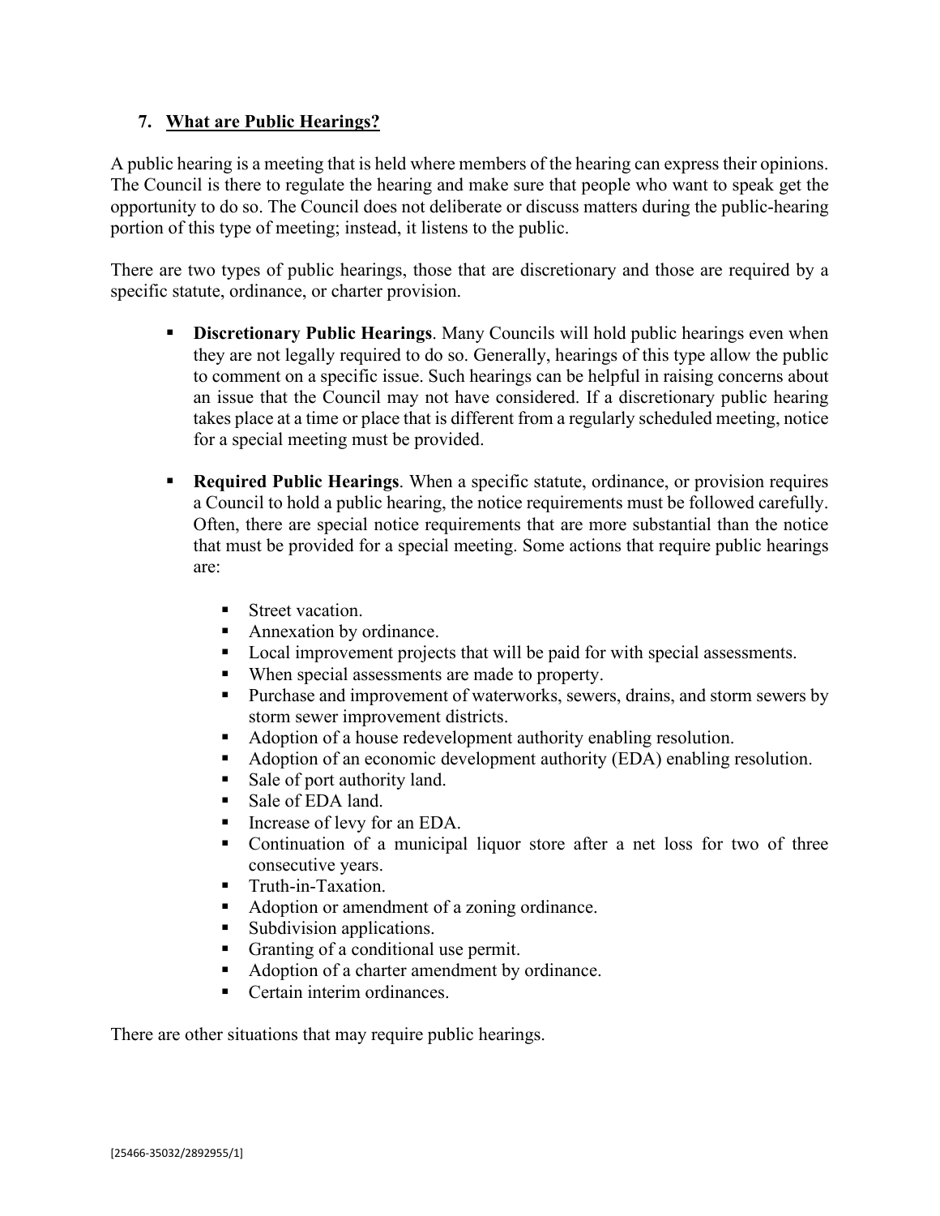## 7. What are Public Hearings?

A public hearing is a meeting that is held where members of the hearing can express their opinions. The Council is there to regulate the hearing and make sure that people who want to speak get the opportunity to do so. The Council does not deliberate or discuss matters during the public-hearing portion of this type of meeting; instead, it listens to the public.

There are two types of public hearings, those that are discretionary and those are required by a specific statute, ordinance, or charter provision.

- **Discretionary Public Hearings**. Many Councils will hold public hearings even when they are not legally required to do so. Generally, hearings of this type allow the public to comment on a specific issue. Such hearings can be helpful in raising concerns about an issue that the Council may not have considered. If a discretionary public hearing takes place at a time or place that is different from a regularly scheduled meeting, notice for a special meeting must be provided.

- **Required Public Hearings**. When a specific statute, ordinance, or provision requires a Council to hold a public hearing, the notice requirements must be followed carefully. Often, there are special notice requirements that are more substantial than the notice that must be provided for a special meeting. Some actions that require public hearings are:

  - Street vacation.
  - Annexation by ordinance.
  - Local improvement projects that will be paid for with special assessments.
  - When special assessments are made to property.
  - Purchase and improvement of waterworks, sewers, drains, and storm sewers by storm sewer improvement districts.
  - Adoption of a house redevelopment authority enabling resolution.
  - Adoption of an economic development authority (EDA) enabling resolution.
  - Sale of port authority land.
  - Sale of EDA land.
  - Increase of levy for an EDA.
  - Continuation of a municipal liquor store after a net loss for two of three consecutive years.
  - Truth-in-Taxation.
  - Adoption or amendment of a zoning ordinance.
  - Subdivision applications.
  - Granting of a conditional use permit.
  - Adoption of a charter amendment by ordinance.
  - Certain interim ordinances.

There are other situations that may require public hearings.